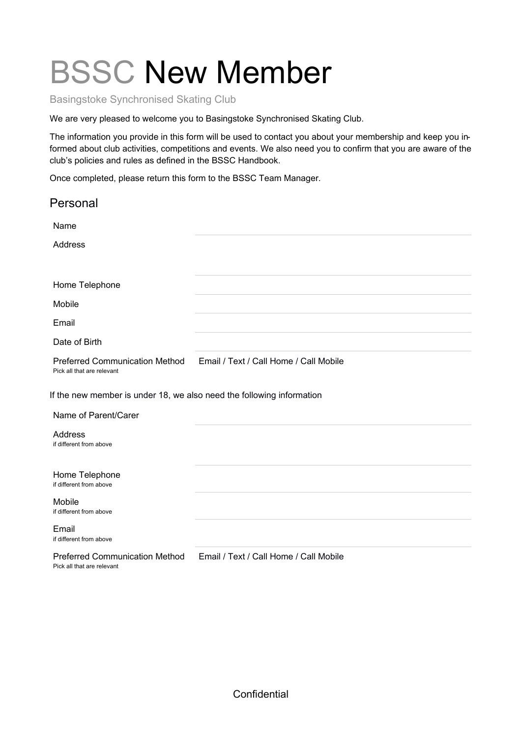# BSSC New Member

Basingstoke Synchronised Skating Club

We are very pleased to welcome you to Basingstoke Synchronised Skating Club.

The information you provide in this form will be used to contact you about your membership and keep you informed about club activities, competitions and events. We also need you to confirm that you are aware of the club's policies and rules as defined in the BSSC Handbook.

Once completed, please return this form to the BSSC Team Manager.

## Personal

| | |
|---|---|
| Name | |
| Address | |
| Home Telephone | |
| Mobile | |
| Email | |
| Date of Birth | |
| Preferred Communication Method<br>Pick all that are relevant | Email / Text / Call Home / Call Mobile |

If the new member is under 18, we also need the following information

| | |
|---|---|
| Name of Parent/Carer | |
| Address<br>if different from above | |
| Home Telephone<br>if different from above | |
| Mobile<br>if different from above | |
| Email<br>if different from above | |
| Preferred Communication Method<br>Pick all that are relevant | Email / Text / Call Home / Call Mobile |

Confidential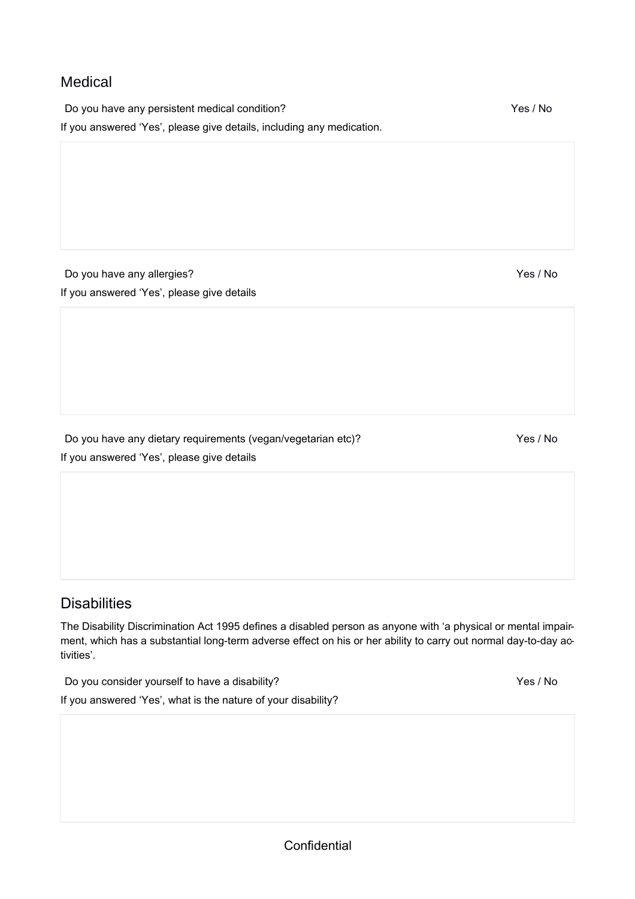## Medical

Do you have any persistent medical condition? Yes / No

If you answered 'Yes', please give details, including any medication.

Do you have any allergies? Yes / No

If you answered 'Yes', please give details

Do you have any dietary requirements (vegan/vegetarian etc)? Yes / No

If you answered 'Yes', please give details

## Disabilities

The Disability Discrimination Act 1995 defines a disabled person as anyone with 'a physical or mental impairment, which has a substantial long-term adverse effect on his or her ability to carry out normal day-to-day activities'.

Do you consider yourself to have a disability? Yes / No

If you answered 'Yes', what is the nature of your disability?

Confidential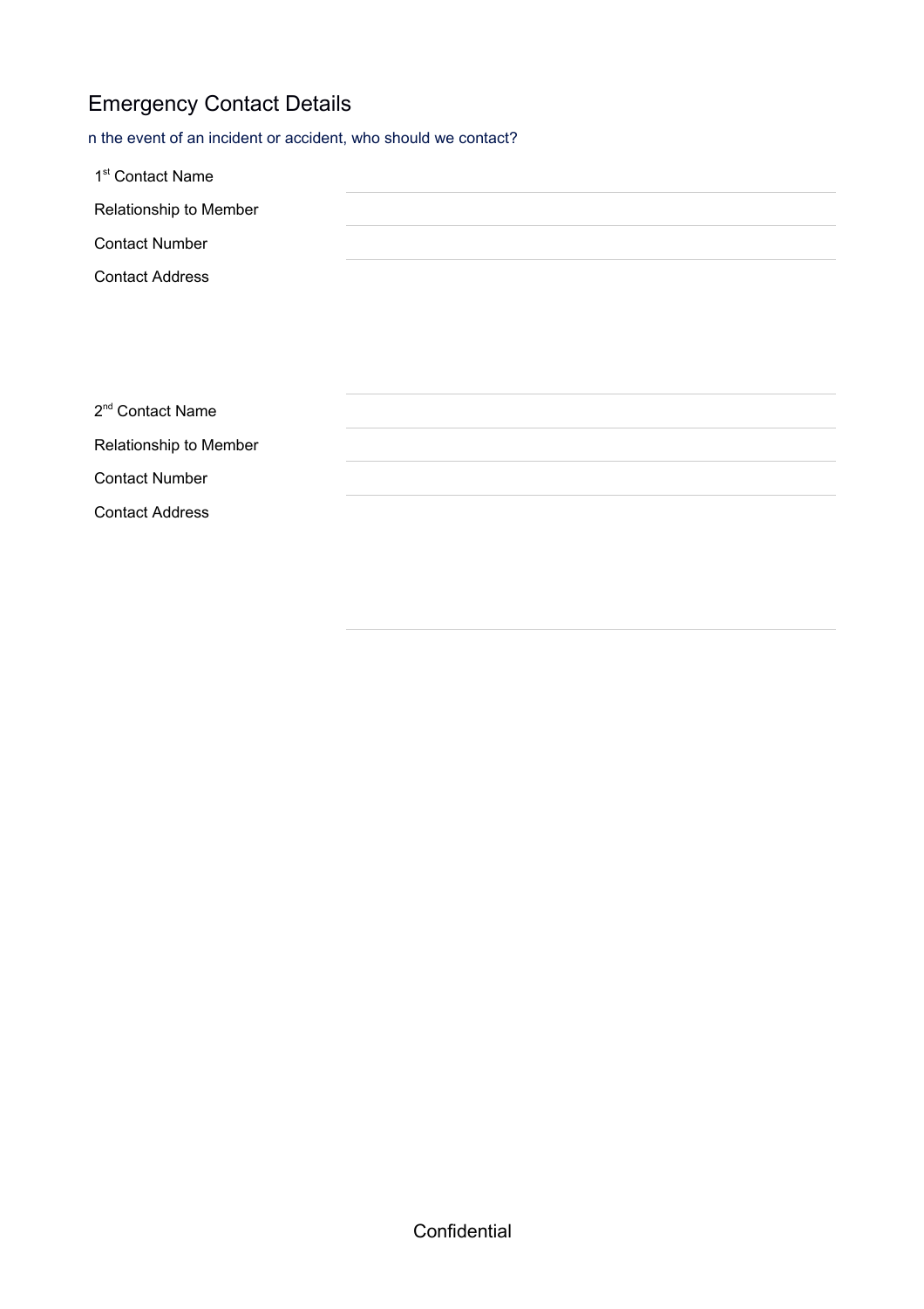## Emergency Contact Details

n the event of an incident or accident, who should we contact?

| | |
|---|---|
| 1st Contact Name | |
| Relationship to Member | |
| Contact Number | |
| Contact Address | |

| | |
|---|---|
| 2nd Contact Name | |
| Relationship to Member | |
| Contact Number | |
| Contact Address | |

Confidential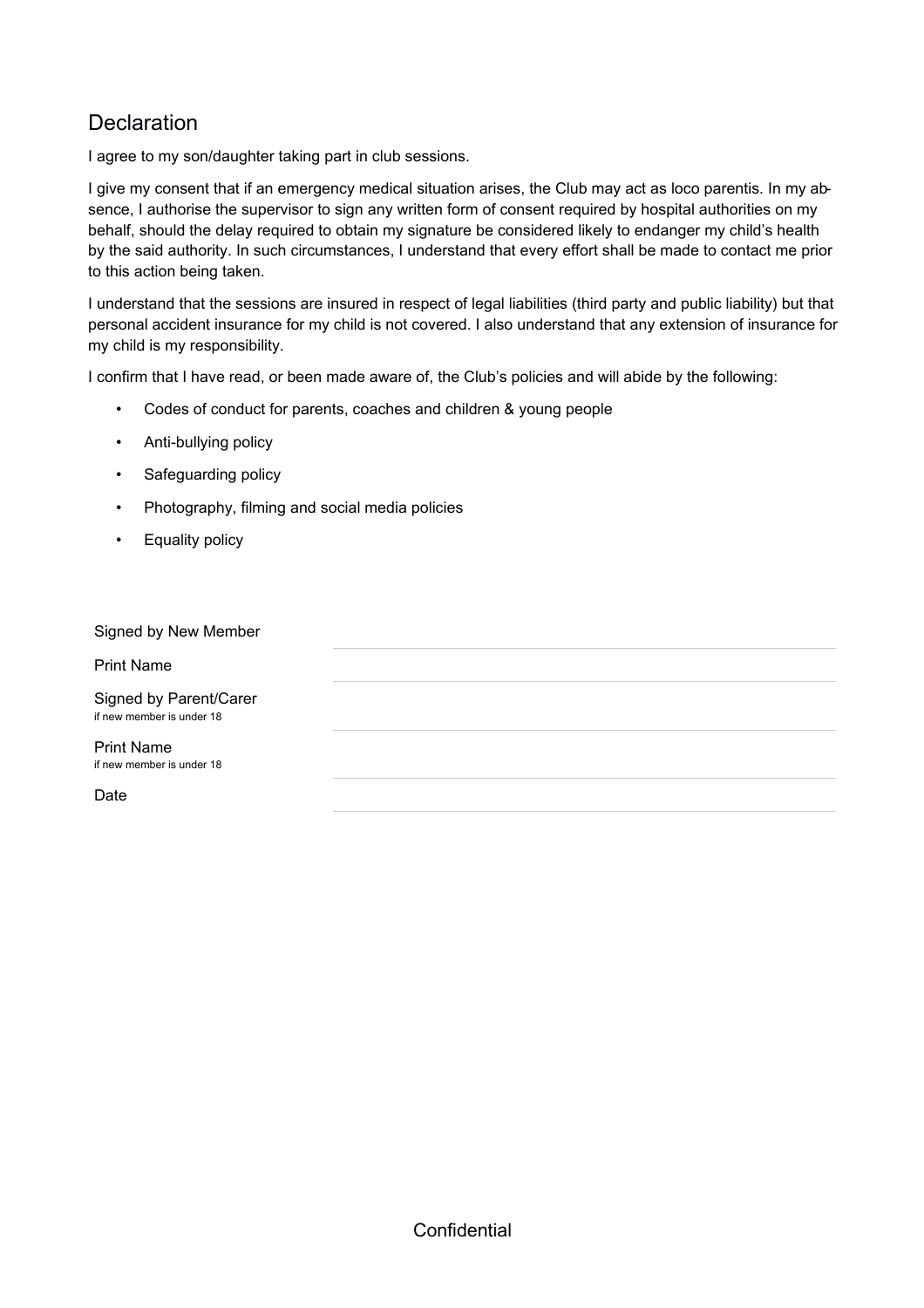## Declaration

I agree to my son/daughter taking part in club sessions.

I give my consent that if an emergency medical situation arises, the Club may act as loco parentis. In my absence, I authorise the supervisor to sign any written form of consent required by hospital authorities on my behalf, should the delay required to obtain my signature be considered likely to endanger my child's health by the said authority. In such circumstances, I understand that every effort shall be made to contact me prior to this action being taken.

I understand that the sessions are insured in respect of legal liabilities (third party and public liability) but that personal accident insurance for my child is not covered. I also understand that any extension of insurance for my child is my responsibility.

I confirm that I have read, or been made aware of, the Club's policies and will abide by the following:

- Codes of conduct for parents, coaches and children & young people
- Anti-bullying policy
- Safeguarding policy
- Photography, filming and social media policies
- Equality policy

| | |
|---|---|
| Signed by New Member | |
| Print Name | |
| Signed by Parent/Carer<br>if new member is under 18 | |
| Print Name<br>if new member is under 18 | |
| Date | |

Confidential